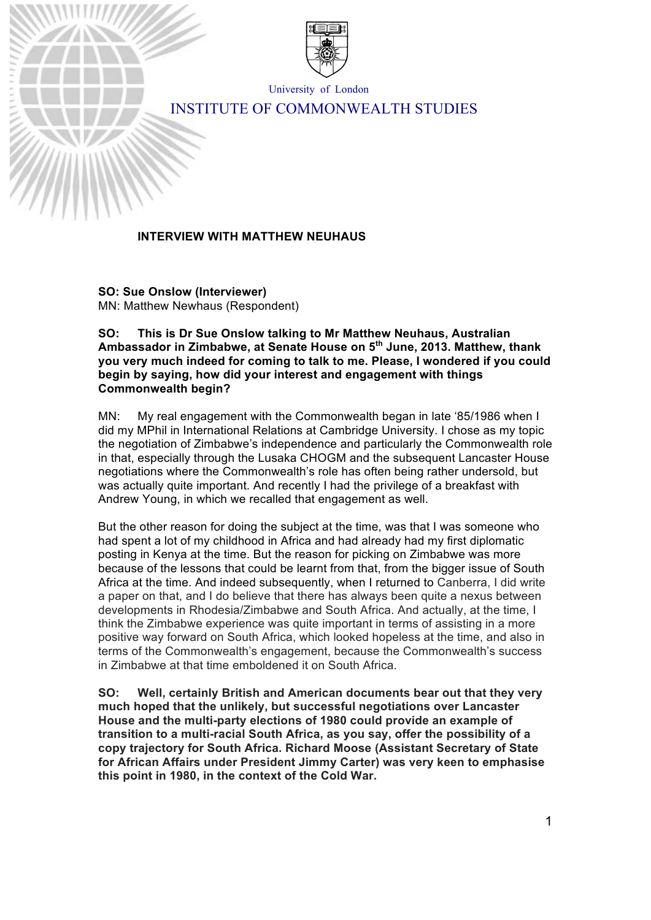University of London

# INSTITUTE OF COMMONWEALTH STUDIES

## INTERVIEW WITH MATTHEW NEUHAUS

**SO: Sue Onslow (Interviewer)**
MN: Matthew Newhaus (Respondent)

**SO: This is Dr Sue Onslow talking to Mr Matthew Neuhaus, Australian Ambassador in Zimbabwe, at Senate House on 5th June, 2013. Matthew, thank you very much indeed for coming to talk to me. Please, I wondered if you could begin by saying, how did your interest and engagement with things Commonwealth begin?**

MN: My real engagement with the Commonwealth began in late '85/1986 when I did my MPhil in International Relations at Cambridge University. I chose as my topic the negotiation of Zimbabwe's independence and particularly the Commonwealth role in that, especially through the Lusaka CHOGM and the subsequent Lancaster House negotiations where the Commonwealth's role has often being rather undersold, but was actually quite important. And recently I had the privilege of a breakfast with Andrew Young, in which we recalled that engagement as well.

But the other reason for doing the subject at the time, was that I was someone who had spent a lot of my childhood in Africa and had already had my first diplomatic posting in Kenya at the time. But the reason for picking on Zimbabwe was more because of the lessons that could be learnt from that, from the bigger issue of South Africa at the time. And indeed subsequently, when I returned to Canberra, I did write a paper on that, and I do believe that there has always been quite a nexus between developments in Rhodesia/Zimbabwe and South Africa. And actually, at the time, I think the Zimbabwe experience was quite important in terms of assisting in a more positive way forward on South Africa, which looked hopeless at the time, and also in terms of the Commonwealth's engagement, because the Commonwealth's success in Zimbabwe at that time emboldened it on South Africa.

**SO: Well, certainly British and American documents bear out that they very much hoped that the unlikely, but successful negotiations over Lancaster House and the multi-party elections of 1980 could provide an example of transition to a multi-racial South Africa, as you say, offer the possibility of a copy trajectory for South Africa. Richard Moose (Assistant Secretary of State for African Affairs under President Jimmy Carter) was very keen to emphasise this point in 1980, in the context of the Cold War.**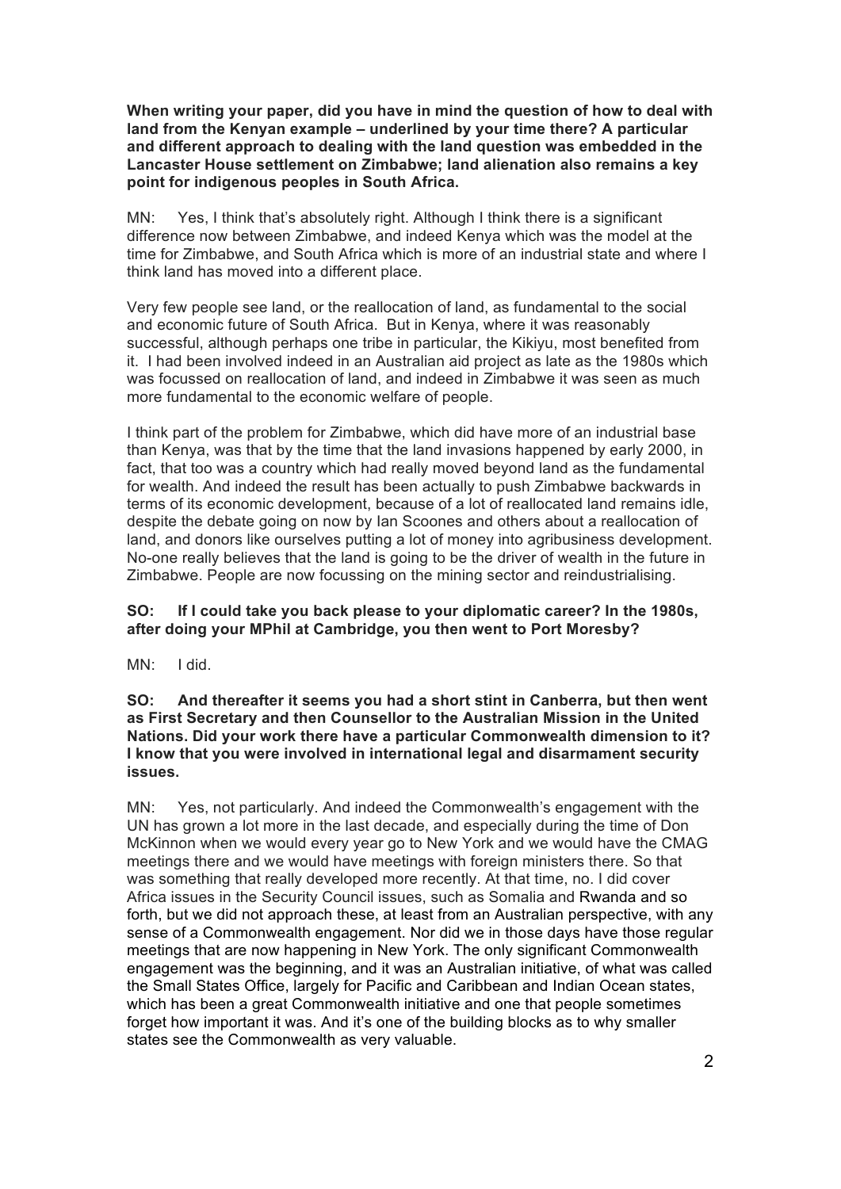**When writing your paper, did you have in mind the question of how to deal with land from the Kenyan example – underlined by your time there? A particular and different approach to dealing with the land question was embedded in the Lancaster House settlement on Zimbabwe; land alienation also remains a key point for indigenous peoples in South Africa.**

MN: Yes, I think that's absolutely right. Although I think there is a significant difference now between Zimbabwe, and indeed Kenya which was the model at the time for Zimbabwe, and South Africa which is more of an industrial state and where I think land has moved into a different place.

Very few people see land, or the reallocation of land, as fundamental to the social and economic future of South Africa. But in Kenya, where it was reasonably successful, although perhaps one tribe in particular, the Kikiyu, most benefited from it. I had been involved indeed in an Australian aid project as late as the 1980s which was focussed on reallocation of land, and indeed in Zimbabwe it was seen as much more fundamental to the economic welfare of people.

I think part of the problem for Zimbabwe, which did have more of an industrial base than Kenya, was that by the time that the land invasions happened by early 2000, in fact, that too was a country which had really moved beyond land as the fundamental for wealth. And indeed the result has been actually to push Zimbabwe backwards in terms of its economic development, because of a lot of reallocated land remains idle, despite the debate going on now by Ian Scoones and others about a reallocation of land, and donors like ourselves putting a lot of money into agribusiness development. No-one really believes that the land is going to be the driver of wealth in the future in Zimbabwe. People are now focussing on the mining sector and reindustrialising.

**SO: If I could take you back please to your diplomatic career? In the 1980s, after doing your MPhil at Cambridge, you then went to Port Moresby?**

MN: I did.

**SO: And thereafter it seems you had a short stint in Canberra, but then went as First Secretary and then Counsellor to the Australian Mission in the United Nations. Did your work there have a particular Commonwealth dimension to it? I know that you were involved in international legal and disarmament security issues.**

MN: Yes, not particularly. And indeed the Commonwealth's engagement with the UN has grown a lot more in the last decade, and especially during the time of Don McKinnon when we would every year go to New York and we would have the CMAG meetings there and we would have meetings with foreign ministers there. So that was something that really developed more recently. At that time, no. I did cover Africa issues in the Security Council issues, such as Somalia and Rwanda and so forth, but we did not approach these, at least from an Australian perspective, with any sense of a Commonwealth engagement. Nor did we in those days have those regular meetings that are now happening in New York. The only significant Commonwealth engagement was the beginning, and it was an Australian initiative, of what was called the Small States Office, largely for Pacific and Caribbean and Indian Ocean states, which has been a great Commonwealth initiative and one that people sometimes forget how important it was. And it's one of the building blocks as to why smaller states see the Commonwealth as very valuable.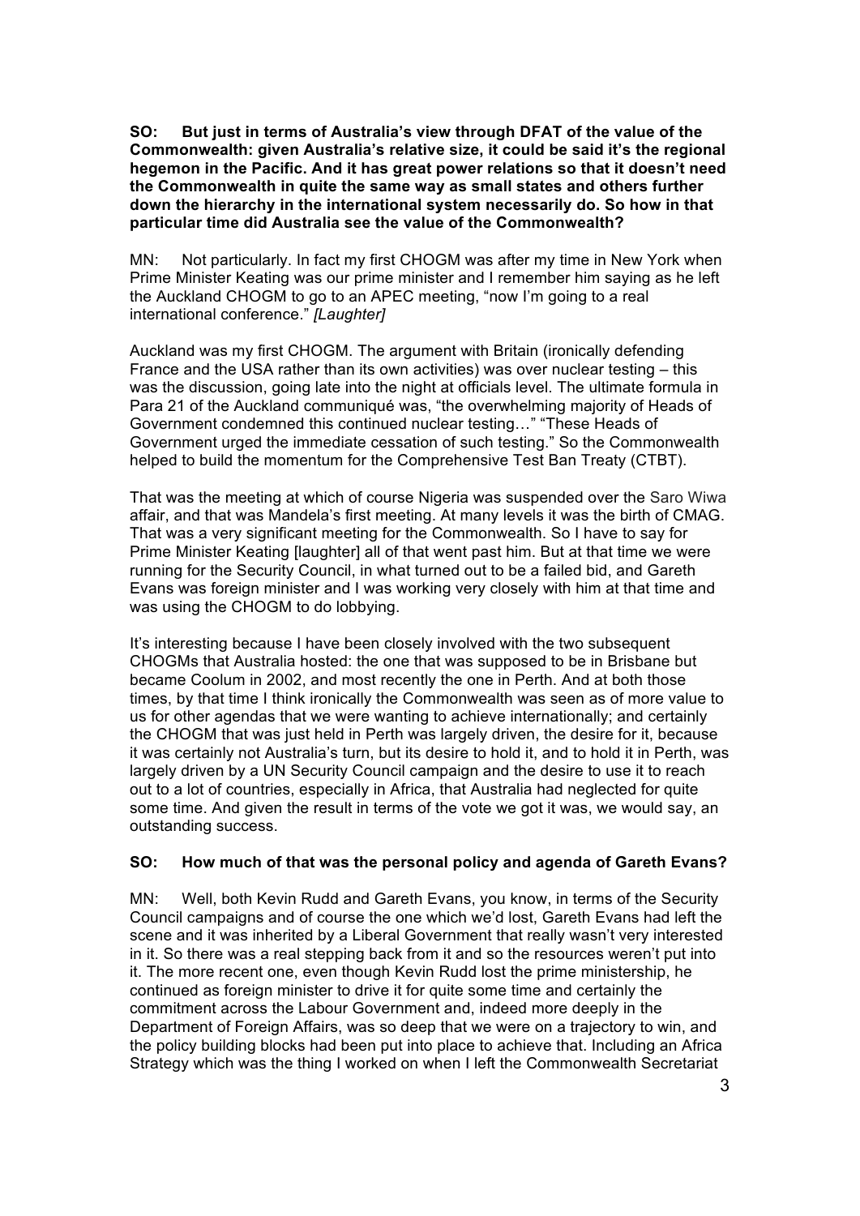**SO: But just in terms of Australia's view through DFAT of the value of the Commonwealth: given Australia's relative size, it could be said it's the regional hegemon in the Pacific. And it has great power relations so that it doesn't need the Commonwealth in quite the same way as small states and others further down the hierarchy in the international system necessarily do. So how in that particular time did Australia see the value of the Commonwealth?**

MN: Not particularly. In fact my first CHOGM was after my time in New York when Prime Minister Keating was our prime minister and I remember him saying as he left the Auckland CHOGM to go to an APEC meeting, "now I'm going to a real international conference." *[Laughter]*

Auckland was my first CHOGM. The argument with Britain (ironically defending France and the USA rather than its own activities) was over nuclear testing – this was the discussion, going late into the night at officials level. The ultimate formula in Para 21 of the Auckland communiqué was, "the overwhelming majority of Heads of Government condemned this continued nuclear testing…" "These Heads of Government urged the immediate cessation of such testing." So the Commonwealth helped to build the momentum for the Comprehensive Test Ban Treaty (CTBT).

That was the meeting at which of course Nigeria was suspended over the Saro Wiwa affair, and that was Mandela's first meeting. At many levels it was the birth of CMAG. That was a very significant meeting for the Commonwealth. So I have to say for Prime Minister Keating [laughter] all of that went past him. But at that time we were running for the Security Council, in what turned out to be a failed bid, and Gareth Evans was foreign minister and I was working very closely with him at that time and was using the CHOGM to do lobbying.

It's interesting because I have been closely involved with the two subsequent CHOGMs that Australia hosted: the one that was supposed to be in Brisbane but became Coolum in 2002, and most recently the one in Perth. And at both those times, by that time I think ironically the Commonwealth was seen as of more value to us for other agendas that we were wanting to achieve internationally; and certainly the CHOGM that was just held in Perth was largely driven, the desire for it, because it was certainly not Australia's turn, but its desire to hold it, and to hold it in Perth, was largely driven by a UN Security Council campaign and the desire to use it to reach out to a lot of countries, especially in Africa, that Australia had neglected for quite some time. And given the result in terms of the vote we got it was, we would say, an outstanding success.

**SO: How much of that was the personal policy and agenda of Gareth Evans?**

MN: Well, both Kevin Rudd and Gareth Evans, you know, in terms of the Security Council campaigns and of course the one which we'd lost, Gareth Evans had left the scene and it was inherited by a Liberal Government that really wasn't very interested in it. So there was a real stepping back from it and so the resources weren't put into it. The more recent one, even though Kevin Rudd lost the prime ministership, he continued as foreign minister to drive it for quite some time and certainly the commitment across the Labour Government and, indeed more deeply in the Department of Foreign Affairs, was so deep that we were on a trajectory to win, and the policy building blocks had been put into place to achieve that. Including an Africa Strategy which was the thing I worked on when I left the Commonwealth Secretariat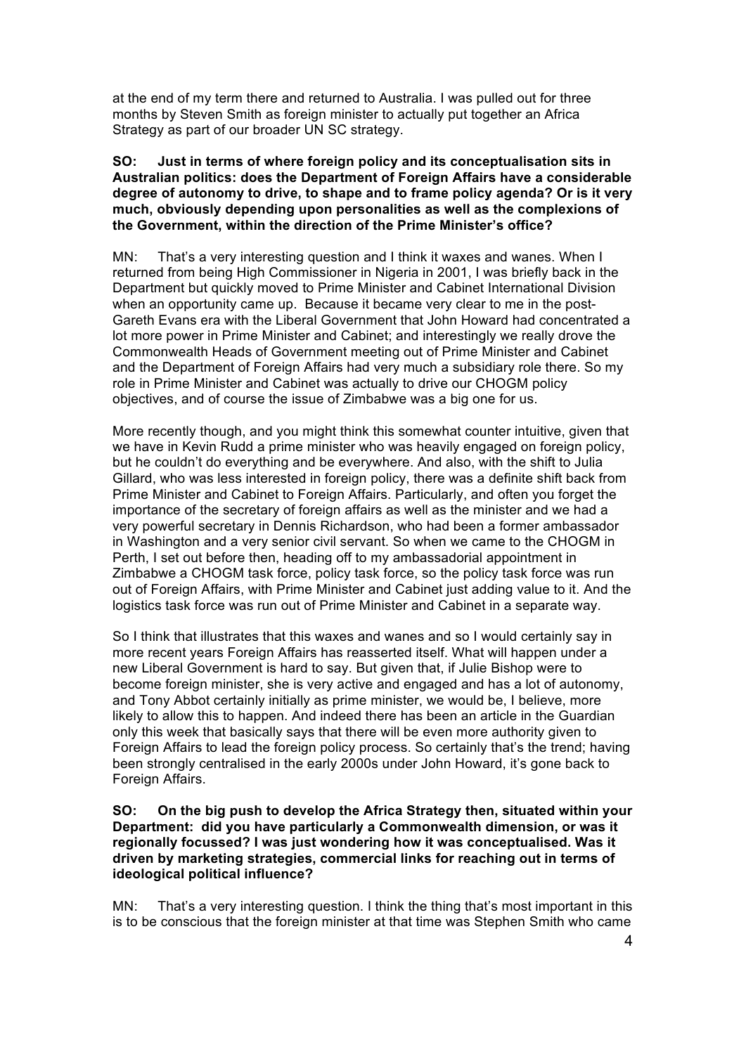at the end of my term there and returned to Australia. I was pulled out for three months by Steven Smith as foreign minister to actually put together an Africa Strategy as part of our broader UN SC strategy.

**SO: Just in terms of where foreign policy and its conceptualisation sits in Australian politics: does the Department of Foreign Affairs have a considerable degree of autonomy to drive, to shape and to frame policy agenda? Or is it very much, obviously depending upon personalities as well as the complexions of the Government, within the direction of the Prime Minister's office?**

MN: That's a very interesting question and I think it waxes and wanes. When I returned from being High Commissioner in Nigeria in 2001, I was briefly back in the Department but quickly moved to Prime Minister and Cabinet International Division when an opportunity came up. Because it became very clear to me in the post-Gareth Evans era with the Liberal Government that John Howard had concentrated a lot more power in Prime Minister and Cabinet; and interestingly we really drove the Commonwealth Heads of Government meeting out of Prime Minister and Cabinet and the Department of Foreign Affairs had very much a subsidiary role there. So my role in Prime Minister and Cabinet was actually to drive our CHOGM policy objectives, and of course the issue of Zimbabwe was a big one for us.

More recently though, and you might think this somewhat counter intuitive, given that we have in Kevin Rudd a prime minister who was heavily engaged on foreign policy, but he couldn't do everything and be everywhere. And also, with the shift to Julia Gillard, who was less interested in foreign policy, there was a definite shift back from Prime Minister and Cabinet to Foreign Affairs. Particularly, and often you forget the importance of the secretary of foreign affairs as well as the minister and we had a very powerful secretary in Dennis Richardson, who had been a former ambassador in Washington and a very senior civil servant. So when we came to the CHOGM in Perth, I set out before then, heading off to my ambassadorial appointment in Zimbabwe a CHOGM task force, policy task force, so the policy task force was run out of Foreign Affairs, with Prime Minister and Cabinet just adding value to it. And the logistics task force was run out of Prime Minister and Cabinet in a separate way.

So I think that illustrates that this waxes and wanes and so I would certainly say in more recent years Foreign Affairs has reasserted itself. What will happen under a new Liberal Government is hard to say. But given that, if Julie Bishop were to become foreign minister, she is very active and engaged and has a lot of autonomy, and Tony Abbot certainly initially as prime minister, we would be, I believe, more likely to allow this to happen. And indeed there has been an article in the Guardian only this week that basically says that there will be even more authority given to Foreign Affairs to lead the foreign policy process. So certainly that's the trend; having been strongly centralised in the early 2000s under John Howard, it's gone back to Foreign Affairs.

**SO: On the big push to develop the Africa Strategy then, situated within your Department: did you have particularly a Commonwealth dimension, or was it regionally focussed? I was just wondering how it was conceptualised. Was it driven by marketing strategies, commercial links for reaching out in terms of ideological political influence?**

MN: That's a very interesting question. I think the thing that's most important in this is to be conscious that the foreign minister at that time was Stephen Smith who came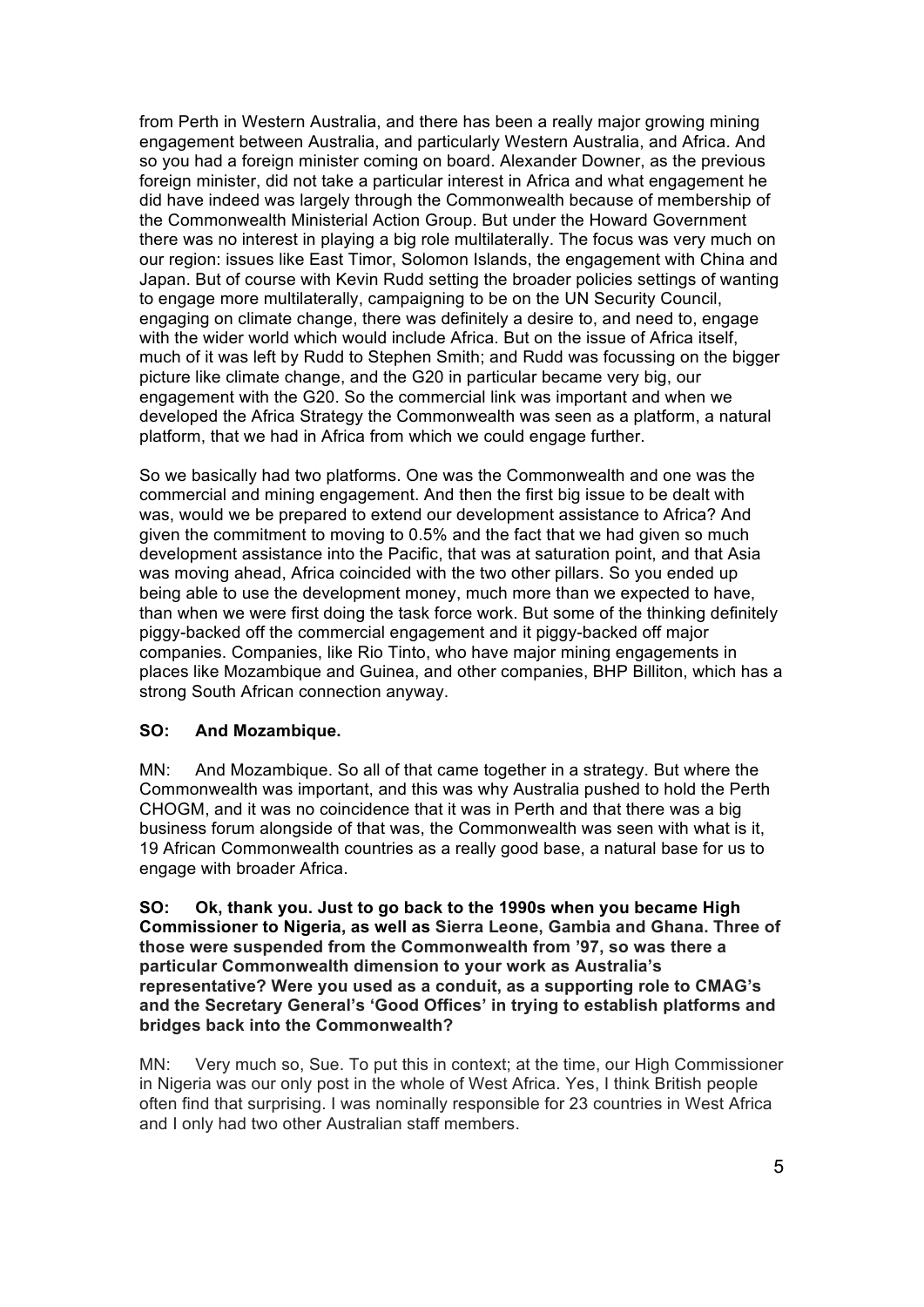from Perth in Western Australia, and there has been a really major growing mining engagement between Australia, and particularly Western Australia, and Africa. And so you had a foreign minister coming on board. Alexander Downer, as the previous foreign minister, did not take a particular interest in Africa and what engagement he did have indeed was largely through the Commonwealth because of membership of the Commonwealth Ministerial Action Group. But under the Howard Government there was no interest in playing a big role multilaterally. The focus was very much on our region: issues like East Timor, Solomon Islands, the engagement with China and Japan. But of course with Kevin Rudd setting the broader policies settings of wanting to engage more multilaterally, campaigning to be on the UN Security Council, engaging on climate change, there was definitely a desire to, and need to, engage with the wider world which would include Africa. But on the issue of Africa itself, much of it was left by Rudd to Stephen Smith; and Rudd was focussing on the bigger picture like climate change, and the G20 in particular became very big, our engagement with the G20. So the commercial link was important and when we developed the Africa Strategy the Commonwealth was seen as a platform, a natural platform, that we had in Africa from which we could engage further.

So we basically had two platforms. One was the Commonwealth and one was the commercial and mining engagement. And then the first big issue to be dealt with was, would we be prepared to extend our development assistance to Africa? And given the commitment to moving to 0.5% and the fact that we had given so much development assistance into the Pacific, that was at saturation point, and that Asia was moving ahead, Africa coincided with the two other pillars. So you ended up being able to use the development money, much more than we expected to have, than when we were first doing the task force work. But some of the thinking definitely piggy-backed off the commercial engagement and it piggy-backed off major companies. Companies, like Rio Tinto, who have major mining engagements in places like Mozambique and Guinea, and other companies, BHP Billiton, which has a strong South African connection anyway.

**SO: And Mozambique.**

MN: And Mozambique. So all of that came together in a strategy. But where the Commonwealth was important, and this was why Australia pushed to hold the Perth CHOGM, and it was no coincidence that it was in Perth and that there was a big business forum alongside of that was, the Commonwealth was seen with what is it, 19 African Commonwealth countries as a really good base, a natural base for us to engage with broader Africa.

**SO: Ok, thank you. Just to go back to the 1990s when you became High Commissioner to Nigeria, as well as Sierra Leone, Gambia and Ghana. Three of those were suspended from the Commonwealth from '97, so was there a particular Commonwealth dimension to your work as Australia's representative? Were you used as a conduit, as a supporting role to CMAG's and the Secretary General's 'Good Offices' in trying to establish platforms and bridges back into the Commonwealth?**

MN: Very much so, Sue. To put this in context; at the time, our High Commissioner in Nigeria was our only post in the whole of West Africa. Yes, I think British people often find that surprising. I was nominally responsible for 23 countries in West Africa and I only had two other Australian staff members.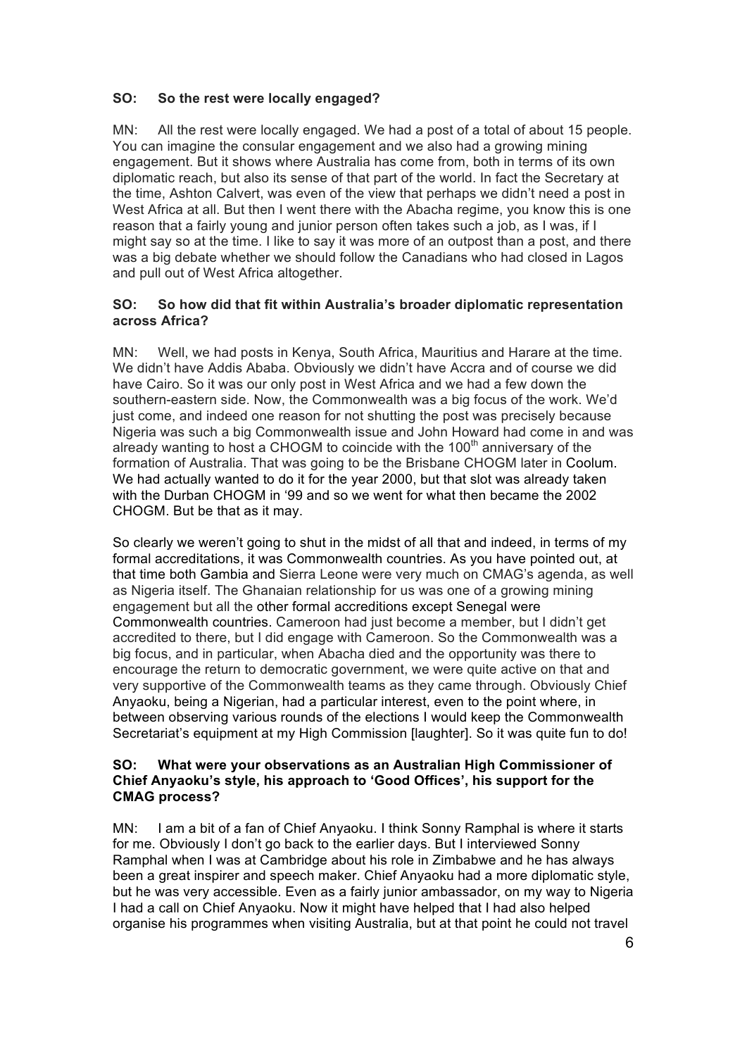**SO: So the rest were locally engaged?**

MN: All the rest were locally engaged. We had a post of a total of about 15 people. You can imagine the consular engagement and we also had a growing mining engagement. But it shows where Australia has come from, both in terms of its own diplomatic reach, but also its sense of that part of the world. In fact the Secretary at the time, Ashton Calvert, was even of the view that perhaps we didn't need a post in West Africa at all. But then I went there with the Abacha regime, you know this is one reason that a fairly young and junior person often takes such a job, as I was, if I might say so at the time. I like to say it was more of an outpost than a post, and there was a big debate whether we should follow the Canadians who had closed in Lagos and pull out of West Africa altogether.

**SO: So how did that fit within Australia's broader diplomatic representation across Africa?**

MN: Well, we had posts in Kenya, South Africa, Mauritius and Harare at the time. We didn't have Addis Ababa. Obviously we didn't have Accra and of course we did have Cairo. So it was our only post in West Africa and we had a few down the southern-eastern side. Now, the Commonwealth was a big focus of the work. We'd just come, and indeed one reason for not shutting the post was precisely because Nigeria was such a big Commonwealth issue and John Howard had come in and was already wanting to host a CHOGM to coincide with the 100th anniversary of the formation of Australia. That was going to be the Brisbane CHOGM later in Coolum. We had actually wanted to do it for the year 2000, but that slot was already taken with the Durban CHOGM in '99 and so we went for what then became the 2002 CHOGM. But be that as it may.

So clearly we weren't going to shut in the midst of all that and indeed, in terms of my formal accreditations, it was Commonwealth countries. As you have pointed out, at that time both Gambia and Sierra Leone were very much on CMAG's agenda, as well as Nigeria itself. The Ghanaian relationship for us was one of a growing mining engagement but all the other formal accreditions except Senegal were Commonwealth countries. Cameroon had just become a member, but I didn't get accredited to there, but I did engage with Cameroon. So the Commonwealth was a big focus, and in particular, when Abacha died and the opportunity was there to encourage the return to democratic government, we were quite active on that and very supportive of the Commonwealth teams as they came through. Obviously Chief Anyaoku, being a Nigerian, had a particular interest, even to the point where, in between observing various rounds of the elections I would keep the Commonwealth Secretariat's equipment at my High Commission [laughter]. So it was quite fun to do!

**SO: What were your observations as an Australian High Commissioner of Chief Anyaoku's style, his approach to 'Good Offices', his support for the CMAG process?**

MN: I am a bit of a fan of Chief Anyaoku. I think Sonny Ramphal is where it starts for me. Obviously I don't go back to the earlier days. But I interviewed Sonny Ramphal when I was at Cambridge about his role in Zimbabwe and he has always been a great inspirer and speech maker. Chief Anyaoku had a more diplomatic style, but he was very accessible. Even as a fairly junior ambassador, on my way to Nigeria I had a call on Chief Anyaoku. Now it might have helped that I had also helped organise his programmes when visiting Australia, but at that point he could not travel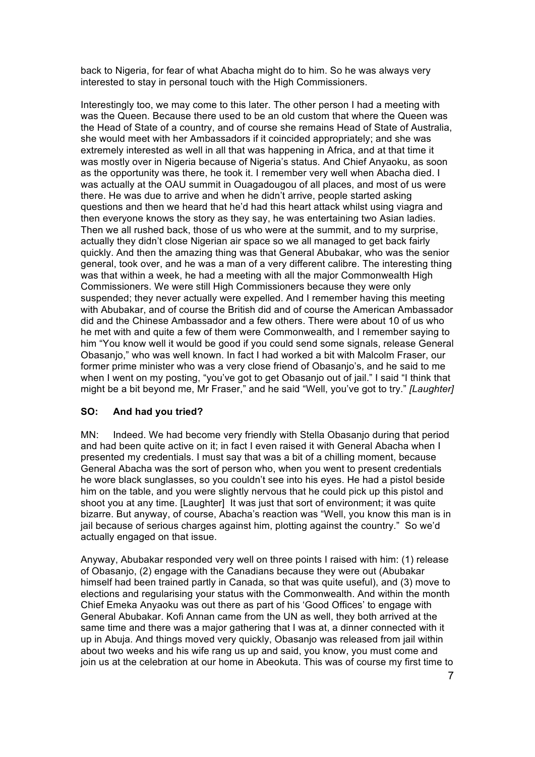back to Nigeria, for fear of what Abacha might do to him. So he was always very interested to stay in personal touch with the High Commissioners.

Interestingly too, we may come to this later. The other person I had a meeting with was the Queen. Because there used to be an old custom that where the Queen was the Head of State of a country, and of course she remains Head of State of Australia, she would meet with her Ambassadors if it coincided appropriately; and she was extremely interested as well in all that was happening in Africa, and at that time it was mostly over in Nigeria because of Nigeria's status. And Chief Anyaoku, as soon as the opportunity was there, he took it. I remember very well when Abacha died. I was actually at the OAU summit in Ouagadougou of all places, and most of us were there. He was due to arrive and when he didn't arrive, people started asking questions and then we heard that he'd had this heart attack whilst using viagra and then everyone knows the story as they say, he was entertaining two Asian ladies. Then we all rushed back, those of us who were at the summit, and to my surprise, actually they didn't close Nigerian air space so we all managed to get back fairly quickly. And then the amazing thing was that General Abubakar, who was the senior general, took over, and he was a man of a very different calibre. The interesting thing was that within a week, he had a meeting with all the major Commonwealth High Commissioners. We were still High Commissioners because they were only suspended; they never actually were expelled. And I remember having this meeting with Abubakar, and of course the British did and of course the American Ambassador did and the Chinese Ambassador and a few others. There were about 10 of us who he met with and quite a few of them were Commonwealth, and I remember saying to him "You know well it would be good if you could send some signals, release General Obasanjo," who was well known. In fact I had worked a bit with Malcolm Fraser, our former prime minister who was a very close friend of Obasanjo's, and he said to me when I went on my posting, "you've got to get Obasanjo out of jail." I said "I think that might be a bit beyond me, Mr Fraser," and he said "Well, you've got to try." *[Laughter]*

**SO: And had you tried?**

MN: Indeed. We had become very friendly with Stella Obasanjo during that period and had been quite active on it; in fact I even raised it with General Abacha when I presented my credentials. I must say that was a bit of a chilling moment, because General Abacha was the sort of person who, when you went to present credentials he wore black sunglasses, so you couldn't see into his eyes. He had a pistol beside him on the table, and you were slightly nervous that he could pick up this pistol and shoot you at any time. [Laughter] It was just that sort of environment; it was quite bizarre. But anyway, of course, Abacha's reaction was "Well, you know this man is in jail because of serious charges against him, plotting against the country." So we'd actually engaged on that issue.

Anyway, Abubakar responded very well on three points I raised with him: (1) release of Obasanjo, (2) engage with the Canadians because they were out (Abubakar himself had been trained partly in Canada, so that was quite useful), and (3) move to elections and regularising your status with the Commonwealth. And within the month Chief Emeka Anyaoku was out there as part of his 'Good Offices' to engage with General Abubakar. Kofi Annan came from the UN as well, they both arrived at the same time and there was a major gathering that I was at, a dinner connected with it up in Abuja. And things moved very quickly, Obasanjo was released from jail within about two weeks and his wife rang us up and said, you know, you must come and join us at the celebration at our home in Abeokuta. This was of course my first time to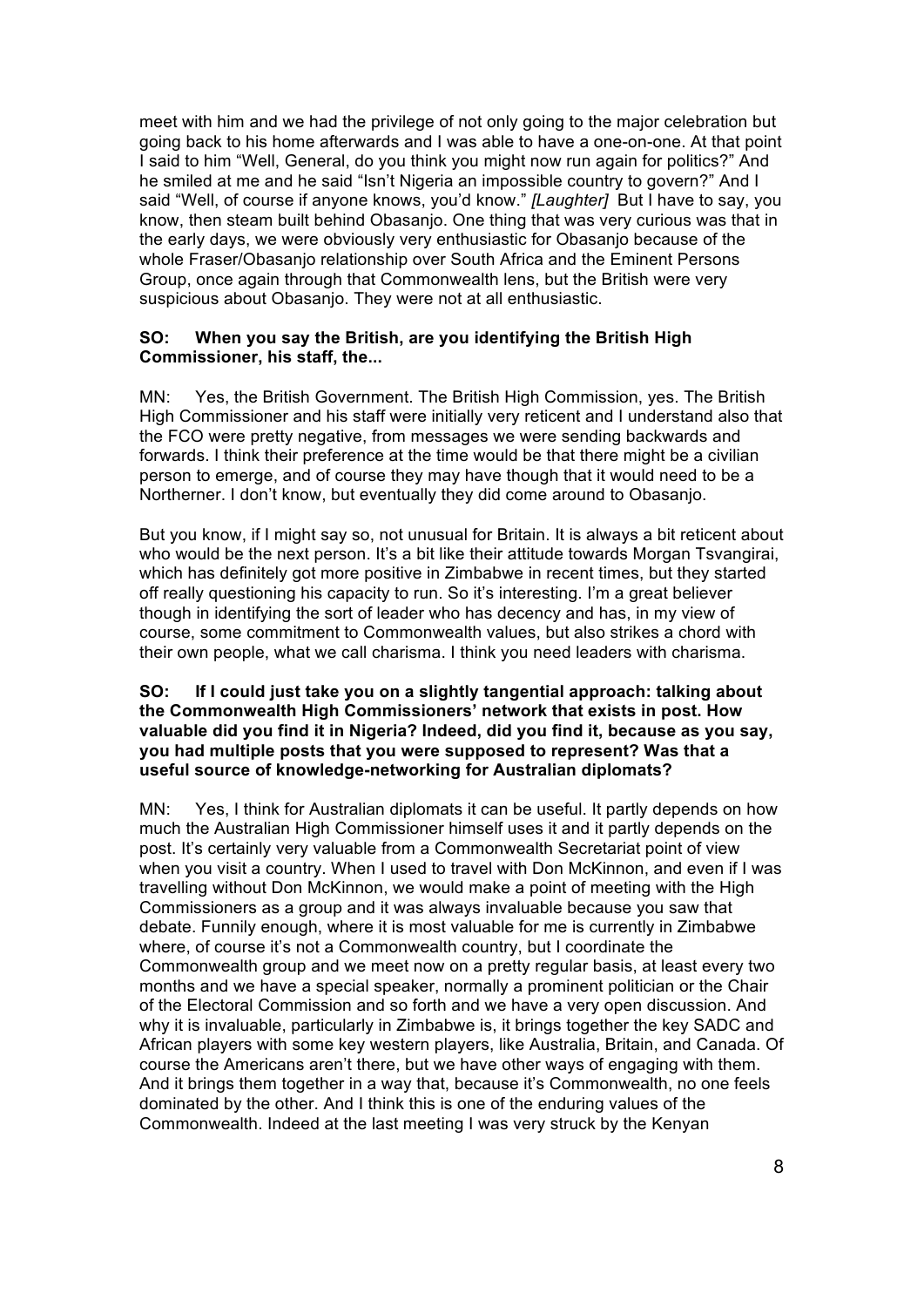meet with him and we had the privilege of not only going to the major celebration but going back to his home afterwards and I was able to have a one-on-one. At that point I said to him "Well, General, do you think you might now run again for politics?" And he smiled at me and he said "Isn't Nigeria an impossible country to govern?" And I said "Well, of course if anyone knows, you'd know." *[Laughter]* But I have to say, you know, then steam built behind Obasanjo. One thing that was very curious was that in the early days, we were obviously very enthusiastic for Obasanjo because of the whole Fraser/Obasanjo relationship over South Africa and the Eminent Persons Group, once again through that Commonwealth lens, but the British were very suspicious about Obasanjo. They were not at all enthusiastic.

**SO: When you say the British, are you identifying the British High Commissioner, his staff, the...**

MN: Yes, the British Government. The British High Commission, yes. The British High Commissioner and his staff were initially very reticent and I understand also that the FCO were pretty negative, from messages we were sending backwards and forwards. I think their preference at the time would be that there might be a civilian person to emerge, and of course they may have though that it would need to be a Northerner. I don't know, but eventually they did come around to Obasanjo.

But you know, if I might say so, not unusual for Britain. It is always a bit reticent about who would be the next person. It's a bit like their attitude towards Morgan Tsvangirai, which has definitely got more positive in Zimbabwe in recent times, but they started off really questioning his capacity to run. So it's interesting. I'm a great believer though in identifying the sort of leader who has decency and has, in my view of course, some commitment to Commonwealth values, but also strikes a chord with their own people, what we call charisma. I think you need leaders with charisma.

**SO: If I could just take you on a slightly tangential approach: talking about the Commonwealth High Commissioners' network that exists in post. How valuable did you find it in Nigeria? Indeed, did you find it, because as you say, you had multiple posts that you were supposed to represent? Was that a useful source of knowledge-networking for Australian diplomats?**

MN: Yes, I think for Australian diplomats it can be useful. It partly depends on how much the Australian High Commissioner himself uses it and it partly depends on the post. It's certainly very valuable from a Commonwealth Secretariat point of view when you visit a country. When I used to travel with Don McKinnon, and even if I was travelling without Don McKinnon, we would make a point of meeting with the High Commissioners as a group and it was always invaluable because you saw that debate. Funnily enough, where it is most valuable for me is currently in Zimbabwe where, of course it's not a Commonwealth country, but I coordinate the Commonwealth group and we meet now on a pretty regular basis, at least every two months and we have a special speaker, normally a prominent politician or the Chair of the Electoral Commission and so forth and we have a very open discussion. And why it is invaluable, particularly in Zimbabwe is, it brings together the key SADC and African players with some key western players, like Australia, Britain, and Canada. Of course the Americans aren't there, but we have other ways of engaging with them. And it brings them together in a way that, because it's Commonwealth, no one feels dominated by the other. And I think this is one of the enduring values of the Commonwealth. Indeed at the last meeting I was very struck by the Kenyan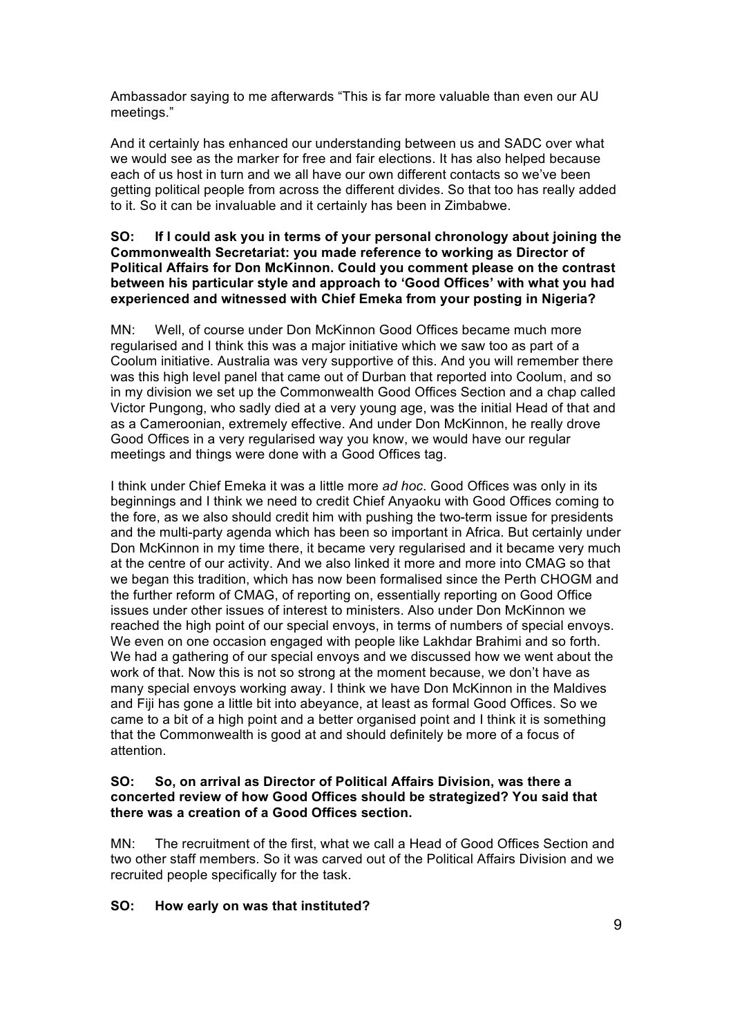Ambassador saying to me afterwards "This is far more valuable than even our AU meetings."

And it certainly has enhanced our understanding between us and SADC over what we would see as the marker for free and fair elections. It has also helped because each of us host in turn and we all have our own different contacts so we've been getting political people from across the different divides. So that too has really added to it. So it can be invaluable and it certainly has been in Zimbabwe.

**SO: If I could ask you in terms of your personal chronology about joining the Commonwealth Secretariat: you made reference to working as Director of Political Affairs for Don McKinnon. Could you comment please on the contrast between his particular style and approach to 'Good Offices' with what you had experienced and witnessed with Chief Emeka from your posting in Nigeria?**

MN: Well, of course under Don McKinnon Good Offices became much more regularised and I think this was a major initiative which we saw too as part of a Coolum initiative. Australia was very supportive of this. And you will remember there was this high level panel that came out of Durban that reported into Coolum, and so in my division we set up the Commonwealth Good Offices Section and a chap called Victor Pungong, who sadly died at a very young age, was the initial Head of that and as a Cameroonian, extremely effective. And under Don McKinnon, he really drove Good Offices in a very regularised way you know, we would have our regular meetings and things were done with a Good Offices tag.

I think under Chief Emeka it was a little more *ad hoc*. Good Offices was only in its beginnings and I think we need to credit Chief Anyaoku with Good Offices coming to the fore, as we also should credit him with pushing the two-term issue for presidents and the multi-party agenda which has been so important in Africa. But certainly under Don McKinnon in my time there, it became very regularised and it became very much at the centre of our activity. And we also linked it more and more into CMAG so that we began this tradition, which has now been formalised since the Perth CHOGM and the further reform of CMAG, of reporting on, essentially reporting on Good Office issues under other issues of interest to ministers. Also under Don McKinnon we reached the high point of our special envoys, in terms of numbers of special envoys. We even on one occasion engaged with people like Lakhdar Brahimi and so forth. We had a gathering of our special envoys and we discussed how we went about the work of that. Now this is not so strong at the moment because, we don't have as many special envoys working away. I think we have Don McKinnon in the Maldives and Fiji has gone a little bit into abeyance, at least as formal Good Offices. So we came to a bit of a high point and a better organised point and I think it is something that the Commonwealth is good at and should definitely be more of a focus of attention.

**SO: So, on arrival as Director of Political Affairs Division, was there a concerted review of how Good Offices should be strategized? You said that there was a creation of a Good Offices section.**

MN: The recruitment of the first, what we call a Head of Good Offices Section and two other staff members. So it was carved out of the Political Affairs Division and we recruited people specifically for the task.

**SO: How early on was that instituted?**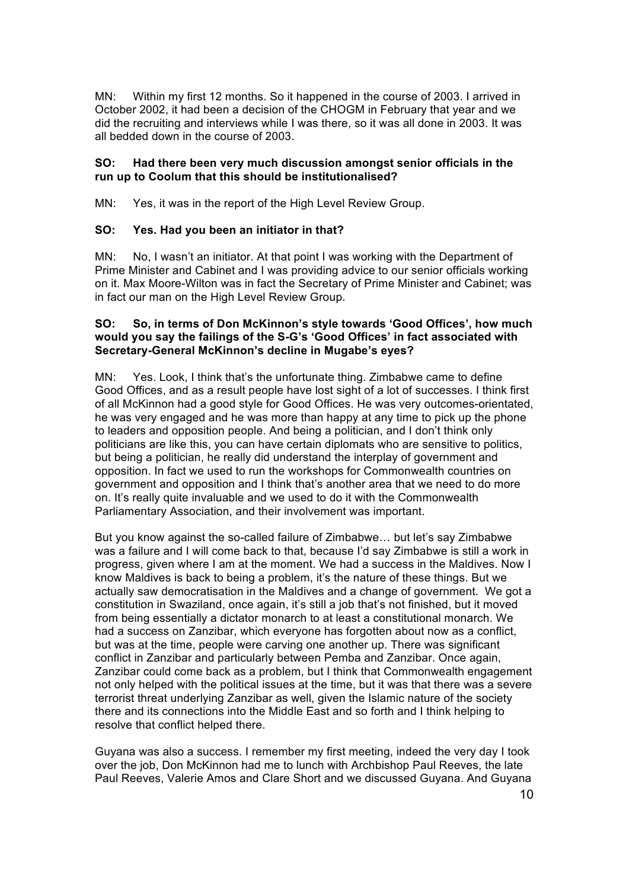MN: Within my first 12 months. So it happened in the course of 2003. I arrived in October 2002, it had been a decision of the CHOGM in February that year and we did the recruiting and interviews while I was there, so it was all done in 2003. It was all bedded down in the course of 2003.

**SO: Had there been very much discussion amongst senior officials in the run up to Coolum that this should be institutionalised?**

MN: Yes, it was in the report of the High Level Review Group.

**SO: Yes. Had you been an initiator in that?**

MN: No, I wasn't an initiator. At that point I was working with the Department of Prime Minister and Cabinet and I was providing advice to our senior officials working on it. Max Moore-Wilton was in fact the Secretary of Prime Minister and Cabinet; was in fact our man on the High Level Review Group.

**SO: So, in terms of Don McKinnon's style towards 'Good Offices', how much would you say the failings of the S-G's 'Good Offices' in fact associated with Secretary-General McKinnon's decline in Mugabe's eyes?**

MN: Yes. Look, I think that's the unfortunate thing. Zimbabwe came to define Good Offices, and as a result people have lost sight of a lot of successes. I think first of all McKinnon had a good style for Good Offices. He was very outcomes-orientated, he was very engaged and he was more than happy at any time to pick up the phone to leaders and opposition people. And being a politician, and I don't think only politicians are like this, you can have certain diplomats who are sensitive to politics, but being a politician, he really did understand the interplay of government and opposition. In fact we used to run the workshops for Commonwealth countries on government and opposition and I think that's another area that we need to do more on. It's really quite invaluable and we used to do it with the Commonwealth Parliamentary Association, and their involvement was important.

But you know against the so-called failure of Zimbabwe… but let's say Zimbabwe was a failure and I will come back to that, because I'd say Zimbabwe is still a work in progress, given where I am at the moment. We had a success in the Maldives. Now I know Maldives is back to being a problem, it's the nature of these things. But we actually saw democratisation in the Maldives and a change of government. We got a constitution in Swaziland, once again, it's still a job that's not finished, but it moved from being essentially a dictator monarch to at least a constitutional monarch. We had a success on Zanzibar, which everyone has forgotten about now as a conflict, but was at the time, people were carving one another up. There was significant conflict in Zanzibar and particularly between Pemba and Zanzibar. Once again, Zanzibar could come back as a problem, but I think that Commonwealth engagement not only helped with the political issues at the time, but it was that there was a severe terrorist threat underlying Zanzibar as well, given the Islamic nature of the society there and its connections into the Middle East and so forth and I think helping to resolve that conflict helped there.

Guyana was also a success. I remember my first meeting, indeed the very day I took over the job, Don McKinnon had me to lunch with Archbishop Paul Reeves, the late Paul Reeves, Valerie Amos and Clare Short and we discussed Guyana. And Guyana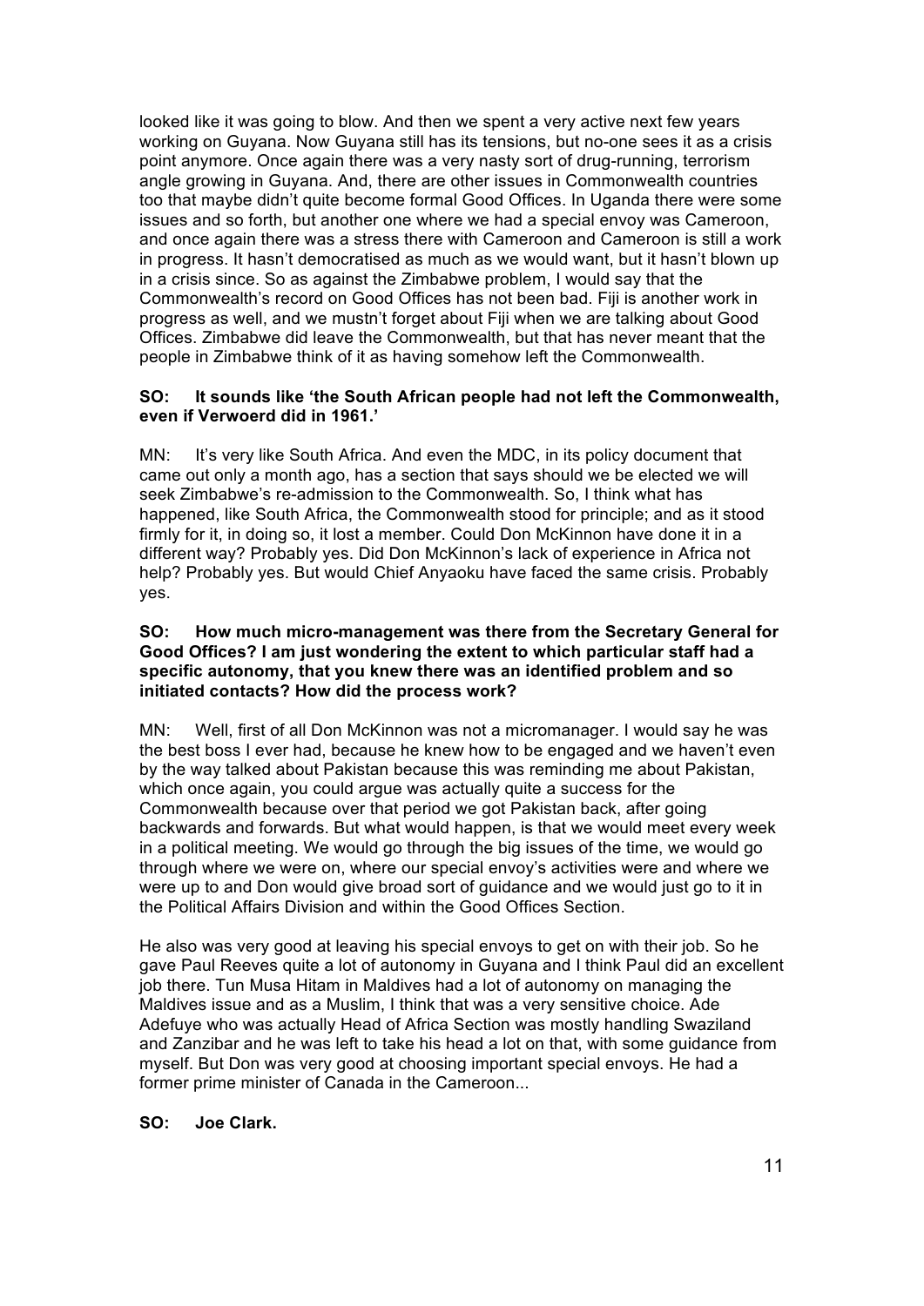looked like it was going to blow. And then we spent a very active next few years working on Guyana. Now Guyana still has its tensions, but no-one sees it as a crisis point anymore. Once again there was a very nasty sort of drug-running, terrorism angle growing in Guyana. And, there are other issues in Commonwealth countries too that maybe didn't quite become formal Good Offices. In Uganda there were some issues and so forth, but another one where we had a special envoy was Cameroon, and once again there was a stress there with Cameroon and Cameroon is still a work in progress. It hasn't democratised as much as we would want, but it hasn't blown up in a crisis since. So as against the Zimbabwe problem, I would say that the Commonwealth's record on Good Offices has not been bad. Fiji is another work in progress as well, and we mustn't forget about Fiji when we are talking about Good Offices. Zimbabwe did leave the Commonwealth, but that has never meant that the people in Zimbabwe think of it as having somehow left the Commonwealth.

**SO: It sounds like 'the South African people had not left the Commonwealth, even if Verwoerd did in 1961.'**

MN: It's very like South Africa. And even the MDC, in its policy document that came out only a month ago, has a section that says should we be elected we will seek Zimbabwe's re-admission to the Commonwealth. So, I think what has happened, like South Africa, the Commonwealth stood for principle; and as it stood firmly for it, in doing so, it lost a member. Could Don McKinnon have done it in a different way? Probably yes. Did Don McKinnon's lack of experience in Africa not help? Probably yes. But would Chief Anyaoku have faced the same crisis. Probably yes.

**SO: How much micro-management was there from the Secretary General for Good Offices? I am just wondering the extent to which particular staff had a specific autonomy, that you knew there was an identified problem and so initiated contacts? How did the process work?**

MN: Well, first of all Don McKinnon was not a micromanager. I would say he was the best boss I ever had, because he knew how to be engaged and we haven't even by the way talked about Pakistan because this was reminding me about Pakistan, which once again, you could argue was actually quite a success for the Commonwealth because over that period we got Pakistan back, after going backwards and forwards. But what would happen, is that we would meet every week in a political meeting. We would go through the big issues of the time, we would go through where we were on, where our special envoy's activities were and where we were up to and Don would give broad sort of guidance and we would just go to it in the Political Affairs Division and within the Good Offices Section.

He also was very good at leaving his special envoys to get on with their job. So he gave Paul Reeves quite a lot of autonomy in Guyana and I think Paul did an excellent job there. Tun Musa Hitam in Maldives had a lot of autonomy on managing the Maldives issue and as a Muslim, I think that was a very sensitive choice. Ade Adefuye who was actually Head of Africa Section was mostly handling Swaziland and Zanzibar and he was left to take his head a lot on that, with some guidance from myself. But Don was very good at choosing important special envoys. He had a former prime minister of Canada in the Cameroon...

**SO: Joe Clark.**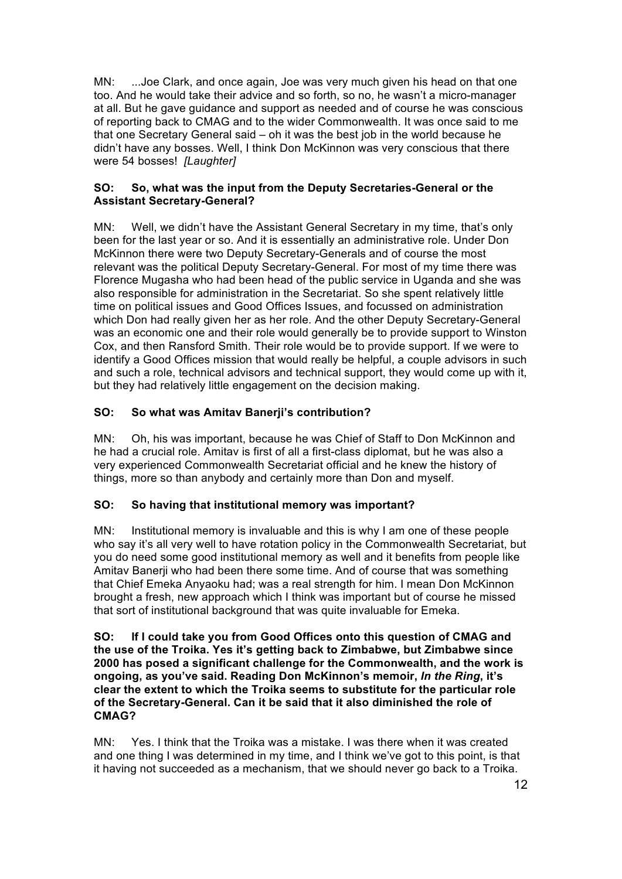MN: ...Joe Clark, and once again, Joe was very much given his head on that one too. And he would take their advice and so forth, so no, he wasn't a micro-manager at all. But he gave guidance and support as needed and of course he was conscious of reporting back to CMAG and to the wider Commonwealth. It was once said to me that one Secretary General said – oh it was the best job in the world because he didn't have any bosses. Well, I think Don McKinnon was very conscious that there were 54 bosses! *[Laughter]*

**SO: So, what was the input from the Deputy Secretaries-General or the Assistant Secretary-General?**

MN: Well, we didn't have the Assistant General Secretary in my time, that's only been for the last year or so. And it is essentially an administrative role. Under Don McKinnon there were two Deputy Secretary-Generals and of course the most relevant was the political Deputy Secretary-General. For most of my time there was Florence Mugasha who had been head of the public service in Uganda and she was also responsible for administration in the Secretariat. So she spent relatively little time on political issues and Good Offices Issues, and focussed on administration which Don had really given her as her role. And the other Deputy Secretary-General was an economic one and their role would generally be to provide support to Winston Cox, and then Ransford Smith. Their role would be to provide support. If we were to identify a Good Offices mission that would really be helpful, a couple advisors in such and such a role, technical advisors and technical support, they would come up with it, but they had relatively little engagement on the decision making.

**SO: So what was Amitav Banerji's contribution?**

MN: Oh, his was important, because he was Chief of Staff to Don McKinnon and he had a crucial role. Amitav is first of all a first-class diplomat, but he was also a very experienced Commonwealth Secretariat official and he knew the history of things, more so than anybody and certainly more than Don and myself.

**SO: So having that institutional memory was important?**

MN: Institutional memory is invaluable and this is why I am one of these people who say it's all very well to have rotation policy in the Commonwealth Secretariat, but you do need some good institutional memory as well and it benefits from people like Amitav Banerji who had been there some time. And of course that was something that Chief Emeka Anyaoku had; was a real strength for him. I mean Don McKinnon brought a fresh, new approach which I think was important but of course he missed that sort of institutional background that was quite invaluable for Emeka.

**SO: If I could take you from Good Offices onto this question of CMAG and the use of the Troika. Yes it's getting back to Zimbabwe, but Zimbabwe since 2000 has posed a significant challenge for the Commonwealth, and the work is ongoing, as you've said. Reading Don McKinnon's memoir, *In the Ring*, it's clear the extent to which the Troika seems to substitute for the particular role of the Secretary-General. Can it be said that it also diminished the role of CMAG?**

MN: Yes. I think that the Troika was a mistake. I was there when it was created and one thing I was determined in my time, and I think we've got to this point, is that it having not succeeded as a mechanism, that we should never go back to a Troika.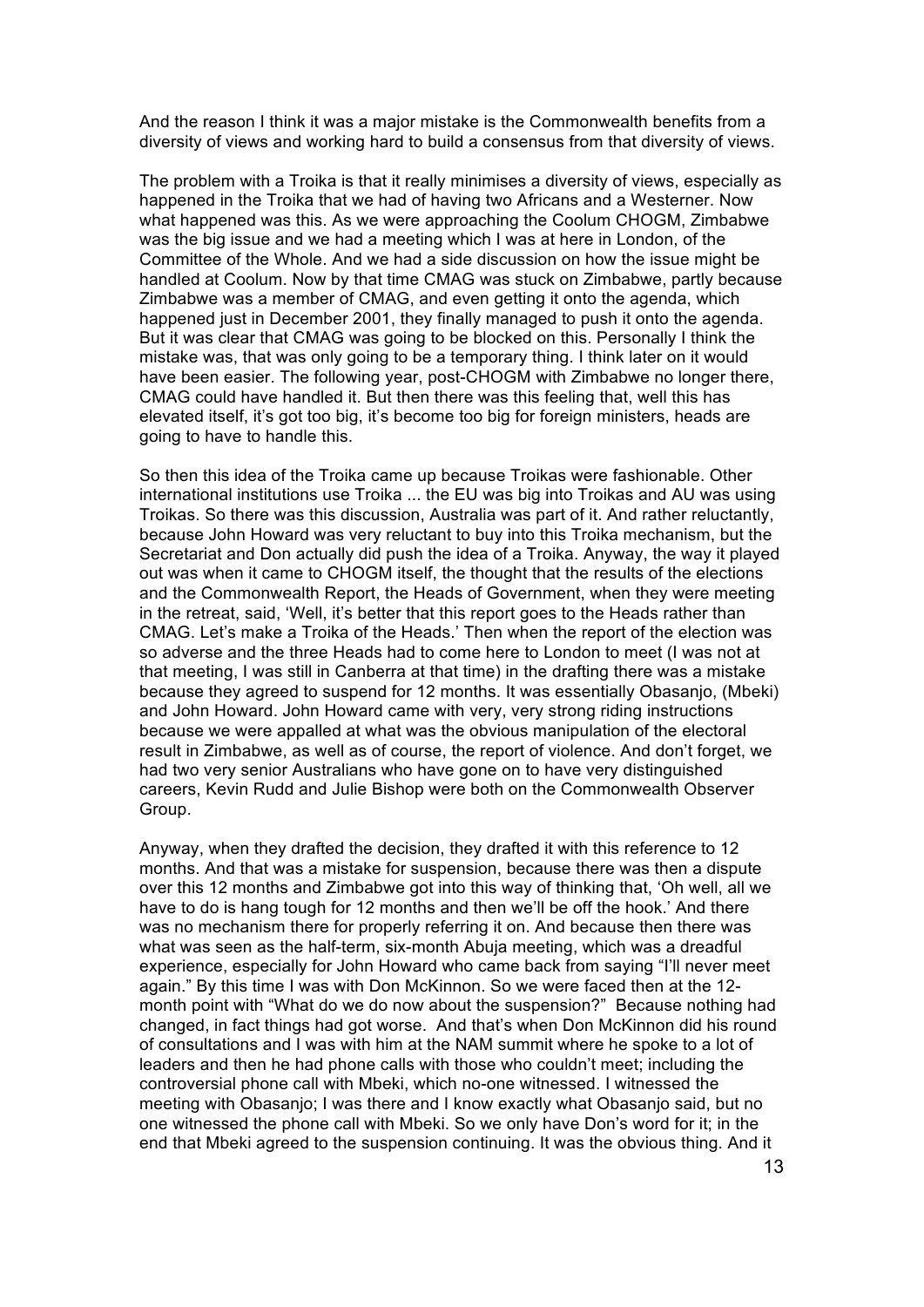And the reason I think it was a major mistake is the Commonwealth benefits from a diversity of views and working hard to build a consensus from that diversity of views.

The problem with a Troika is that it really minimises a diversity of views, especially as happened in the Troika that we had of having two Africans and a Westerner. Now what happened was this. As we were approaching the Coolum CHOGM, Zimbabwe was the big issue and we had a meeting which I was at here in London, of the Committee of the Whole. And we had a side discussion on how the issue might be handled at Coolum. Now by that time CMAG was stuck on Zimbabwe, partly because Zimbabwe was a member of CMAG, and even getting it onto the agenda, which happened just in December 2001, they finally managed to push it onto the agenda. But it was clear that CMAG was going to be blocked on this. Personally I think the mistake was, that was only going to be a temporary thing. I think later on it would have been easier. The following year, post-CHOGM with Zimbabwe no longer there, CMAG could have handled it. But then there was this feeling that, well this has elevated itself, it's got too big, it's become too big for foreign ministers, heads are going to have to handle this.

So then this idea of the Troika came up because Troikas were fashionable. Other international institutions use Troika ... the EU was big into Troikas and AU was using Troikas. So there was this discussion, Australia was part of it. And rather reluctantly, because John Howard was very reluctant to buy into this Troika mechanism, but the Secretariat and Don actually did push the idea of a Troika. Anyway, the way it played out was when it came to CHOGM itself, the thought that the results of the elections and the Commonwealth Report, the Heads of Government, when they were meeting in the retreat, said, 'Well, it's better that this report goes to the Heads rather than CMAG. Let's make a Troika of the Heads.' Then when the report of the election was so adverse and the three Heads had to come here to London to meet (I was not at that meeting, I was still in Canberra at that time) in the drafting there was a mistake because they agreed to suspend for 12 months. It was essentially Obasanjo, (Mbeki) and John Howard. John Howard came with very, very strong riding instructions because we were appalled at what was the obvious manipulation of the electoral result in Zimbabwe, as well as of course, the report of violence. And don't forget, we had two very senior Australians who have gone on to have very distinguished careers, Kevin Rudd and Julie Bishop were both on the Commonwealth Observer Group.

Anyway, when they drafted the decision, they drafted it with this reference to 12 months. And that was a mistake for suspension, because there was then a dispute over this 12 months and Zimbabwe got into this way of thinking that, 'Oh well, all we have to do is hang tough for 12 months and then we'll be off the hook.' And there was no mechanism there for properly referring it on. And because then there was what was seen as the half-term, six-month Abuja meeting, which was a dreadful experience, especially for John Howard who came back from saying "I'll never meet again." By this time I was with Don McKinnon. So we were faced then at the 12-month point with "What do we do now about the suspension?" Because nothing had changed, in fact things had got worse. And that's when Don McKinnon did his round of consultations and I was with him at the NAM summit where he spoke to a lot of leaders and then he had phone calls with those who couldn't meet; including the controversial phone call with Mbeki, which no-one witnessed. I witnessed the meeting with Obasanjo; I was there and I know exactly what Obasanjo said, but no one witnessed the phone call with Mbeki. So we only have Don's word for it; in the end that Mbeki agreed to the suspension continuing. It was the obvious thing. And it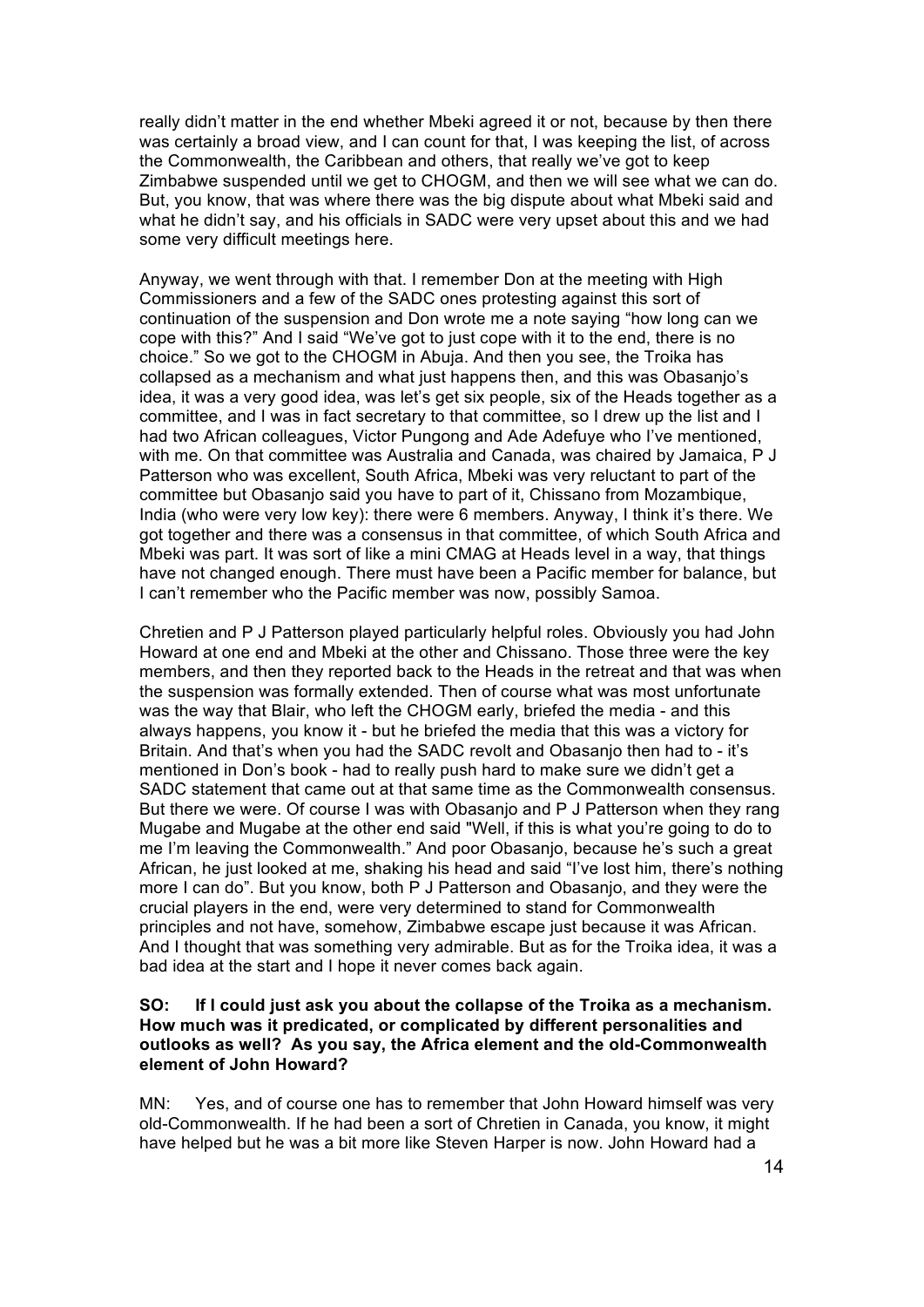really didn't matter in the end whether Mbeki agreed it or not, because by then there was certainly a broad view, and I can count for that, I was keeping the list, of across the Commonwealth, the Caribbean and others, that really we've got to keep Zimbabwe suspended until we get to CHOGM, and then we will see what we can do. But, you know, that was where there was the big dispute about what Mbeki said and what he didn't say, and his officials in SADC were very upset about this and we had some very difficult meetings here.

Anyway, we went through with that. I remember Don at the meeting with High Commissioners and a few of the SADC ones protesting against this sort of continuation of the suspension and Don wrote me a note saying "how long can we cope with this?" And I said "We've got to just cope with it to the end, there is no choice." So we got to the CHOGM in Abuja. And then you see, the Troika has collapsed as a mechanism and what just happens then, and this was Obasanjo's idea, it was a very good idea, was let's get six people, six of the Heads together as a committee, and I was in fact secretary to that committee, so I drew up the list and I had two African colleagues, Victor Pungong and Ade Adefuye who I've mentioned, with me. On that committee was Australia and Canada, was chaired by Jamaica, P J Patterson who was excellent, South Africa, Mbeki was very reluctant to part of the committee but Obasanjo said you have to part of it, Chissano from Mozambique, India (who were very low key): there were 6 members. Anyway, I think it's there. We got together and there was a consensus in that committee, of which South Africa and Mbeki was part. It was sort of like a mini CMAG at Heads level in a way, that things have not changed enough. There must have been a Pacific member for balance, but I can't remember who the Pacific member was now, possibly Samoa.

Chretien and P J Patterson played particularly helpful roles. Obviously you had John Howard at one end and Mbeki at the other and Chissano. Those three were the key members, and then they reported back to the Heads in the retreat and that was when the suspension was formally extended. Then of course what was most unfortunate was the way that Blair, who left the CHOGM early, briefed the media - and this always happens, you know it - but he briefed the media that this was a victory for Britain. And that's when you had the SADC revolt and Obasanjo then had to - it's mentioned in Don's book - had to really push hard to make sure we didn't get a SADC statement that came out at that same time as the Commonwealth consensus. But there we were. Of course I was with Obasanjo and P J Patterson when they rang Mugabe and Mugabe at the other end said "Well, if this is what you're going to do to me I'm leaving the Commonwealth." And poor Obasanjo, because he's such a great African, he just looked at me, shaking his head and said "I've lost him, there's nothing more I can do". But you know, both P J Patterson and Obasanjo, and they were the crucial players in the end, were very determined to stand for Commonwealth principles and not have, somehow, Zimbabwe escape just because it was African. And I thought that was something very admirable. But as for the Troika idea, it was a bad idea at the start and I hope it never comes back again.

**SO: If I could just ask you about the collapse of the Troika as a mechanism. How much was it predicated, or complicated by different personalities and outlooks as well? As you say, the Africa element and the old-Commonwealth element of John Howard?**

MN: Yes, and of course one has to remember that John Howard himself was very old-Commonwealth. If he had been a sort of Chretien in Canada, you know, it might have helped but he was a bit more like Steven Harper is now. John Howard had a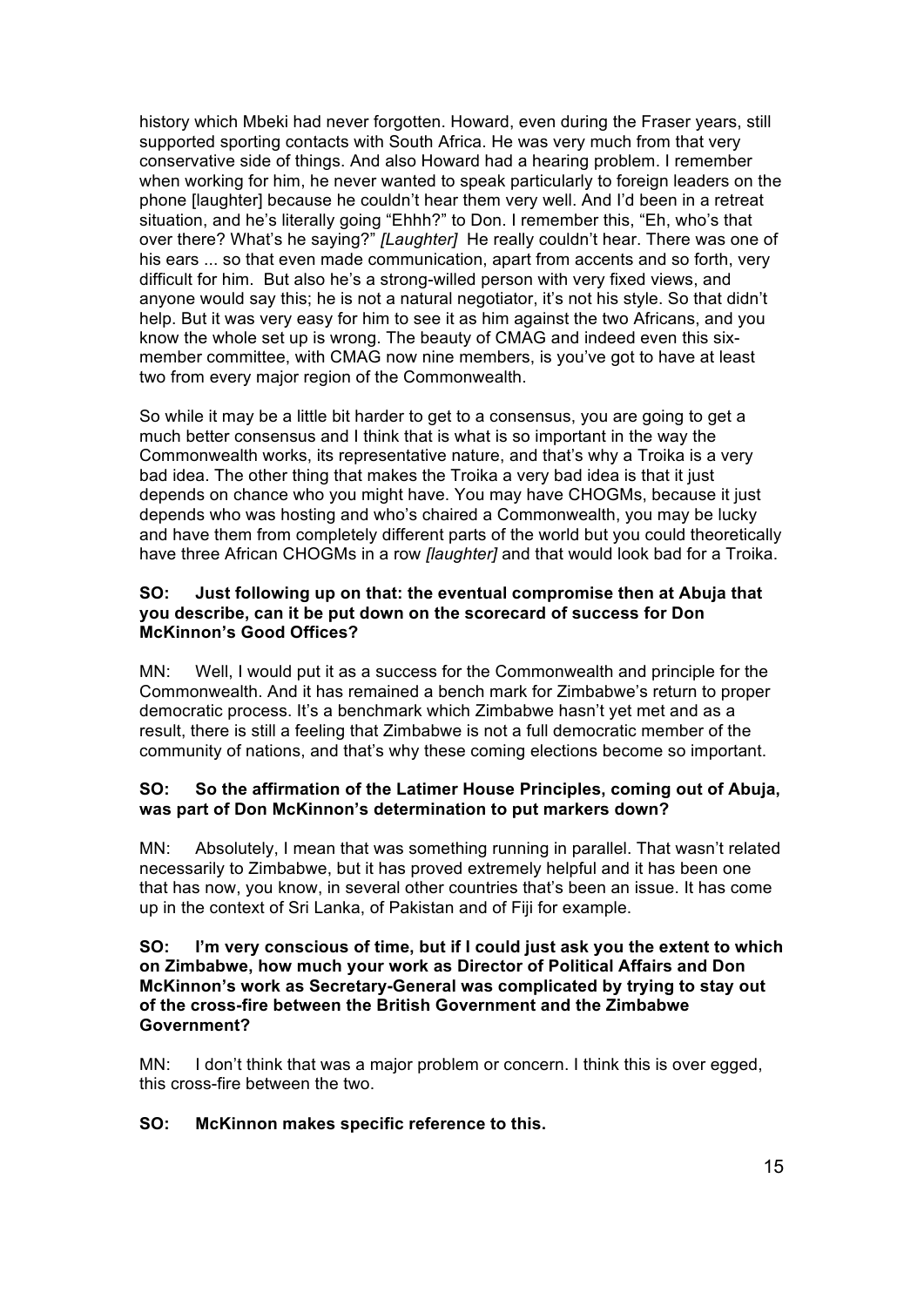history which Mbeki had never forgotten. Howard, even during the Fraser years, still supported sporting contacts with South Africa. He was very much from that very conservative side of things. And also Howard had a hearing problem. I remember when working for him, he never wanted to speak particularly to foreign leaders on the phone [laughter] because he couldn't hear them very well. And I'd been in a retreat situation, and he's literally going "Ehhh?" to Don. I remember this, "Eh, who's that over there? What's he saying?" *[Laughter]* He really couldn't hear. There was one of his ears ... so that even made communication, apart from accents and so forth, very difficult for him. But also he's a strong-willed person with very fixed views, and anyone would say this; he is not a natural negotiator, it's not his style. So that didn't help. But it was very easy for him to see it as him against the two Africans, and you know the whole set up is wrong. The beauty of CMAG and indeed even this six-member committee, with CMAG now nine members, is you've got to have at least two from every major region of the Commonwealth.

So while it may be a little bit harder to get to a consensus, you are going to get a much better consensus and I think that is what is so important in the way the Commonwealth works, its representative nature, and that's why a Troika is a very bad idea. The other thing that makes the Troika a very bad idea is that it just depends on chance who you might have. You may have CHOGMs, because it just depends who was hosting and who's chaired a Commonwealth, you may be lucky and have them from completely different parts of the world but you could theoretically have three African CHOGMs in a row *[laughter]* and that would look bad for a Troika.

**SO: Just following up on that: the eventual compromise then at Abuja that you describe, can it be put down on the scorecard of success for Don McKinnon's Good Offices?**

MN: Well, I would put it as a success for the Commonwealth and principle for the Commonwealth. And it has remained a bench mark for Zimbabwe's return to proper democratic process. It's a benchmark which Zimbabwe hasn't yet met and as a result, there is still a feeling that Zimbabwe is not a full democratic member of the community of nations, and that's why these coming elections become so important.

**SO: So the affirmation of the Latimer House Principles, coming out of Abuja, was part of Don McKinnon's determination to put markers down?**

MN: Absolutely, I mean that was something running in parallel. That wasn't related necessarily to Zimbabwe, but it has proved extremely helpful and it has been one that has now, you know, in several other countries that's been an issue. It has come up in the context of Sri Lanka, of Pakistan and of Fiji for example.

**SO: I'm very conscious of time, but if I could just ask you the extent to which on Zimbabwe, how much your work as Director of Political Affairs and Don McKinnon's work as Secretary-General was complicated by trying to stay out of the cross-fire between the British Government and the Zimbabwe Government?**

MN: I don't think that was a major problem or concern. I think this is over egged, this cross-fire between the two.

**SO: McKinnon makes specific reference to this.**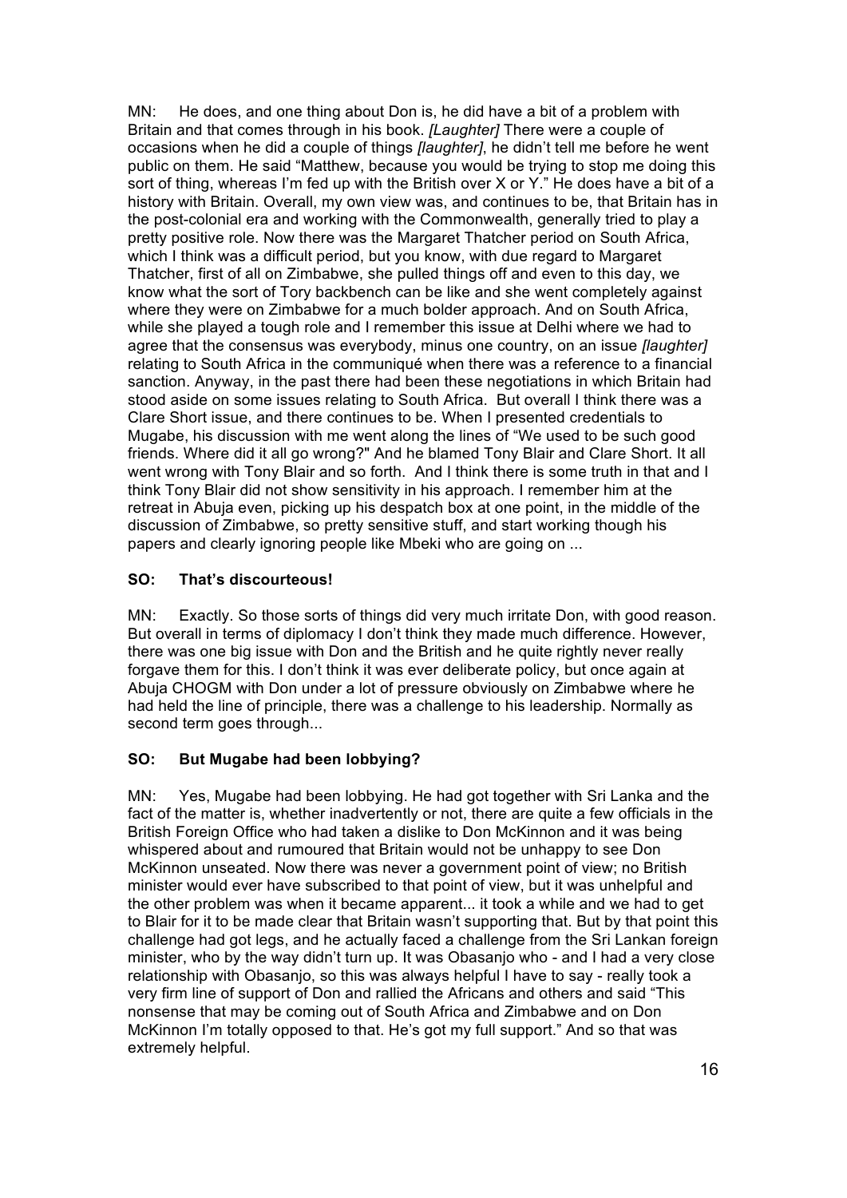MN: He does, and one thing about Don is, he did have a bit of a problem with Britain and that comes through in his book. *[Laughter]* There were a couple of occasions when he did a couple of things *[laughter]*, he didn't tell me before he went public on them. He said "Matthew, because you would be trying to stop me doing this sort of thing, whereas I'm fed up with the British over X or Y." He does have a bit of a history with Britain. Overall, my own view was, and continues to be, that Britain has in the post-colonial era and working with the Commonwealth, generally tried to play a pretty positive role. Now there was the Margaret Thatcher period on South Africa, which I think was a difficult period, but you know, with due regard to Margaret Thatcher, first of all on Zimbabwe, she pulled things off and even to this day, we know what the sort of Tory backbench can be like and she went completely against where they were on Zimbabwe for a much bolder approach. And on South Africa, while she played a tough role and I remember this issue at Delhi where we had to agree that the consensus was everybody, minus one country, on an issue *[laughter]* relating to South Africa in the communiqué when there was a reference to a financial sanction. Anyway, in the past there had been these negotiations in which Britain had stood aside on some issues relating to South Africa. But overall I think there was a Clare Short issue, and there continues to be. When I presented credentials to Mugabe, his discussion with me went along the lines of "We used to be such good friends. Where did it all go wrong?" And he blamed Tony Blair and Clare Short. It all went wrong with Tony Blair and so forth. And I think there is some truth in that and I think Tony Blair did not show sensitivity in his approach. I remember him at the retreat in Abuja even, picking up his despatch box at one point, in the middle of the discussion of Zimbabwe, so pretty sensitive stuff, and start working though his papers and clearly ignoring people like Mbeki who are going on ...

**SO: That's discourteous!**

MN: Exactly. So those sorts of things did very much irritate Don, with good reason. But overall in terms of diplomacy I don't think they made much difference. However, there was one big issue with Don and the British and he quite rightly never really forgave them for this. I don't think it was ever deliberate policy, but once again at Abuja CHOGM with Don under a lot of pressure obviously on Zimbabwe where he had held the line of principle, there was a challenge to his leadership. Normally as second term goes through...

**SO: But Mugabe had been lobbying?**

MN: Yes, Mugabe had been lobbying. He had got together with Sri Lanka and the fact of the matter is, whether inadvertently or not, there are quite a few officials in the British Foreign Office who had taken a dislike to Don McKinnon and it was being whispered about and rumoured that Britain would not be unhappy to see Don McKinnon unseated. Now there was never a government point of view; no British minister would ever have subscribed to that point of view, but it was unhelpful and the other problem was when it became apparent... it took a while and we had to get to Blair for it to be made clear that Britain wasn't supporting that. But by that point this challenge had got legs, and he actually faced a challenge from the Sri Lankan foreign minister, who by the way didn't turn up. It was Obasanjo who - and I had a very close relationship with Obasanjo, so this was always helpful I have to say - really took a very firm line of support of Don and rallied the Africans and others and said "This nonsense that may be coming out of South Africa and Zimbabwe and on Don McKinnon I'm totally opposed to that. He's got my full support." And so that was extremely helpful.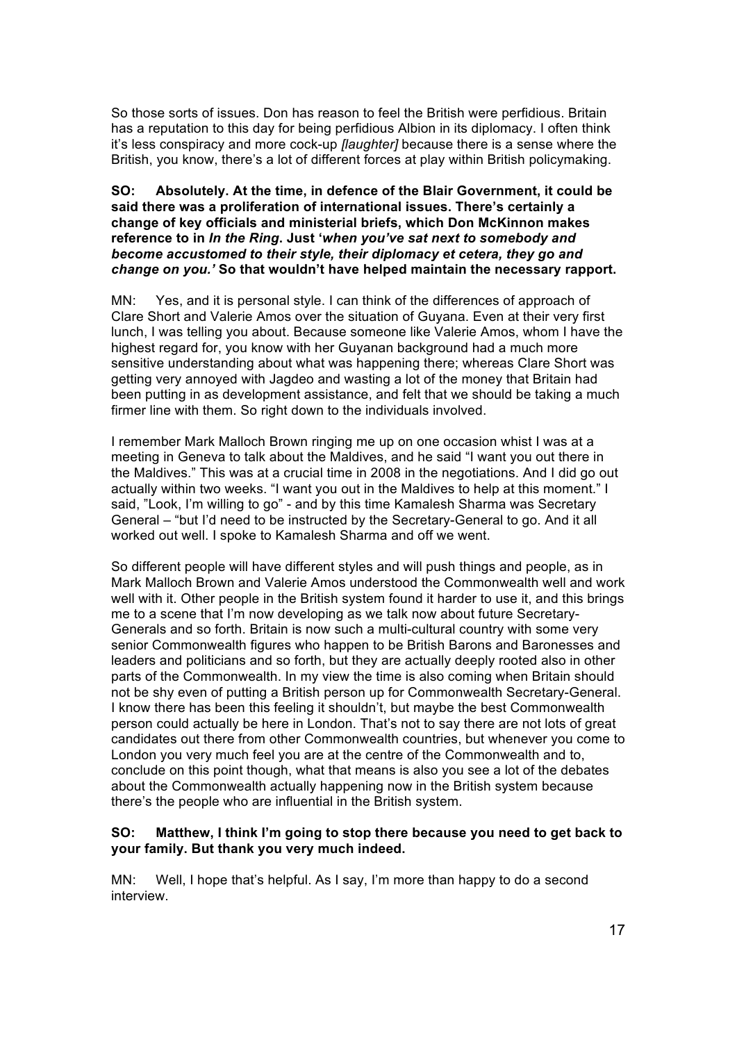So those sorts of issues. Don has reason to feel the British were perfidious. Britain has a reputation to this day for being perfidious Albion in its diplomacy. I often think it's less conspiracy and more cock-up *[laughter]* because there is a sense where the British, you know, there's a lot of different forces at play within British policymaking.

**SO: Absolutely. At the time, in defence of the Blair Government, it could be said there was a proliferation of international issues. There's certainly a change of key officials and ministerial briefs, which Don McKinnon makes reference to in *In the Ring*. Just '*when you've sat next to somebody and become accustomed to their style, their diplomacy et cetera, they go and change on you.*' So that wouldn't have helped maintain the necessary rapport.**

MN: Yes, and it is personal style. I can think of the differences of approach of Clare Short and Valerie Amos over the situation of Guyana. Even at their very first lunch, I was telling you about. Because someone like Valerie Amos, whom I have the highest regard for, you know with her Guyanan background had a much more sensitive understanding about what was happening there; whereas Clare Short was getting very annoyed with Jagdeo and wasting a lot of the money that Britain had been putting in as development assistance, and felt that we should be taking a much firmer line with them. So right down to the individuals involved.

I remember Mark Malloch Brown ringing me up on one occasion whist I was at a meeting in Geneva to talk about the Maldives, and he said "I want you out there in the Maldives." This was at a crucial time in 2008 in the negotiations. And I did go out actually within two weeks. "I want you out in the Maldives to help at this moment." I said, "Look, I'm willing to go" - and by this time Kamalesh Sharma was Secretary General – "but I'd need to be instructed by the Secretary-General to go. And it all worked out well. I spoke to Kamalesh Sharma and off we went.

So different people will have different styles and will push things and people, as in Mark Malloch Brown and Valerie Amos understood the Commonwealth well and work well with it. Other people in the British system found it harder to use it, and this brings me to a scene that I'm now developing as we talk now about future Secretary-Generals and so forth. Britain is now such a multi-cultural country with some very senior Commonwealth figures who happen to be British Barons and Baronesses and leaders and politicians and so forth, but they are actually deeply rooted also in other parts of the Commonwealth. In my view the time is also coming when Britain should not be shy even of putting a British person up for Commonwealth Secretary-General. I know there has been this feeling it shouldn't, but maybe the best Commonwealth person could actually be here in London. That's not to say there are not lots of great candidates out there from other Commonwealth countries, but whenever you come to London you very much feel you are at the centre of the Commonwealth and to, conclude on this point though, what that means is also you see a lot of the debates about the Commonwealth actually happening now in the British system because there's the people who are influential in the British system.

**SO: Matthew, I think I'm going to stop there because you need to get back to your family. But thank you very much indeed.**

MN: Well, I hope that's helpful. As I say, I'm more than happy to do a second interview.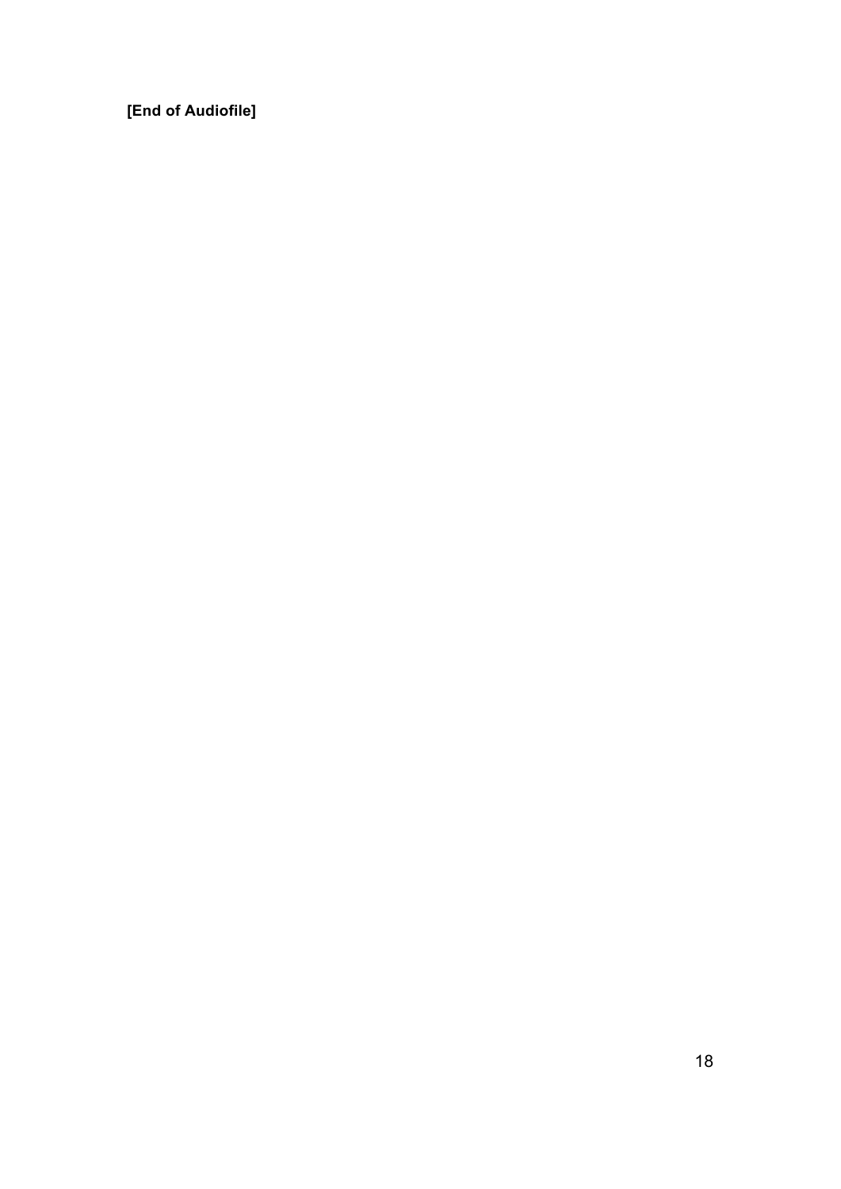**[End of Audiofile]**